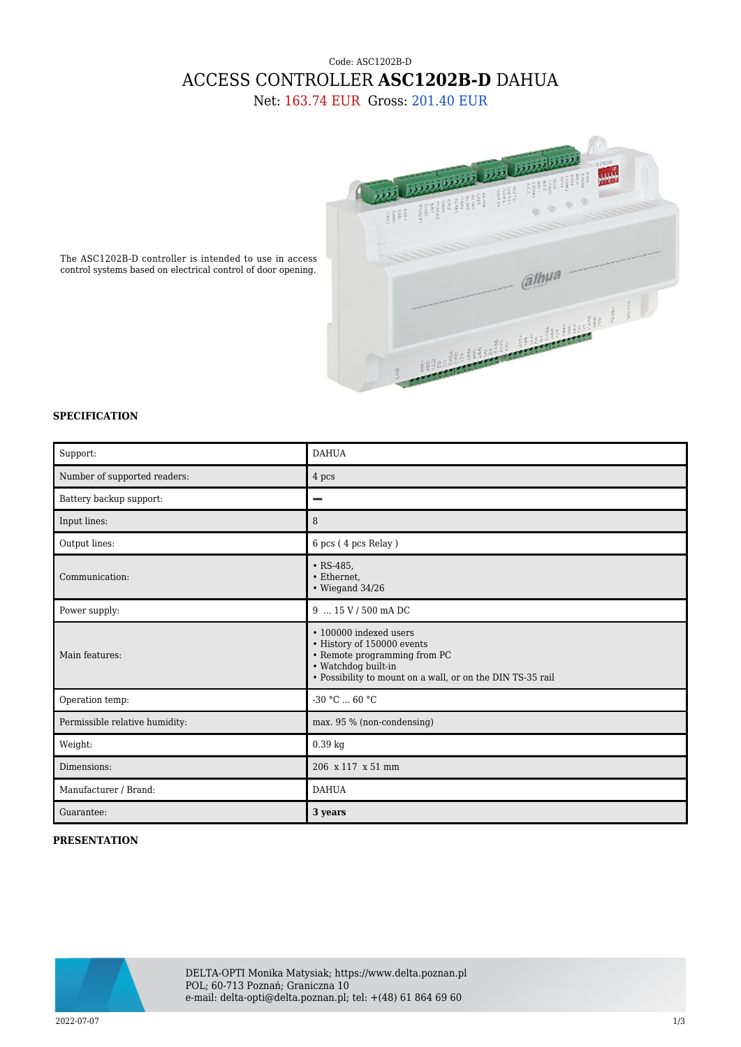Code: ASC1202B-D

# ACCESS CONTROLLER **ASC1202B-D** DAHUA

Net: 163.74 EUR Gross: 201.40 EUR

The ASC1202B-D controller is intended to use in access control systems based on electrical control of door opening.

## SPECIFICATION

| | |
|---|---|
| Support: | DAHUA |
| Number of supported readers: | 4 pcs |
| Battery backup support: | – |
| Input lines: | 8 |
| Output lines: | 6 pcs ( 4 pcs Relay ) |
| Communication: | • RS-485,<br>• Ethernet,<br>• Wiegand 34/26 |
| Power supply: | 9 ... 15 V / 500 mA DC |
| Main features: | • 100000 indexed users<br>• History of 150000 events<br>• Remote programming from PC<br>• Watchdog built-in<br>• Possibility to mount on a wall, or on the DIN TS-35 rail |
| Operation temp: | -30 °C ... 60 °C |
| Permissible relative humidity: | max. 95 % (non-condensing) |
| Weight: | 0.39 kg |
| Dimensions: | 206 x 117 x 51 mm |
| Manufacturer / Brand: | DAHUA |
| Guarantee: | **3 years** |

## PRESENTATION

DELTA-OPTI Monika Matysiak; https://www.delta.poznan.pl
POL; 60-713 Poznań; Graniczna 10
e-mail: delta-opti@delta.poznan.pl; tel: +(48) 61 864 69 60

2022-07-07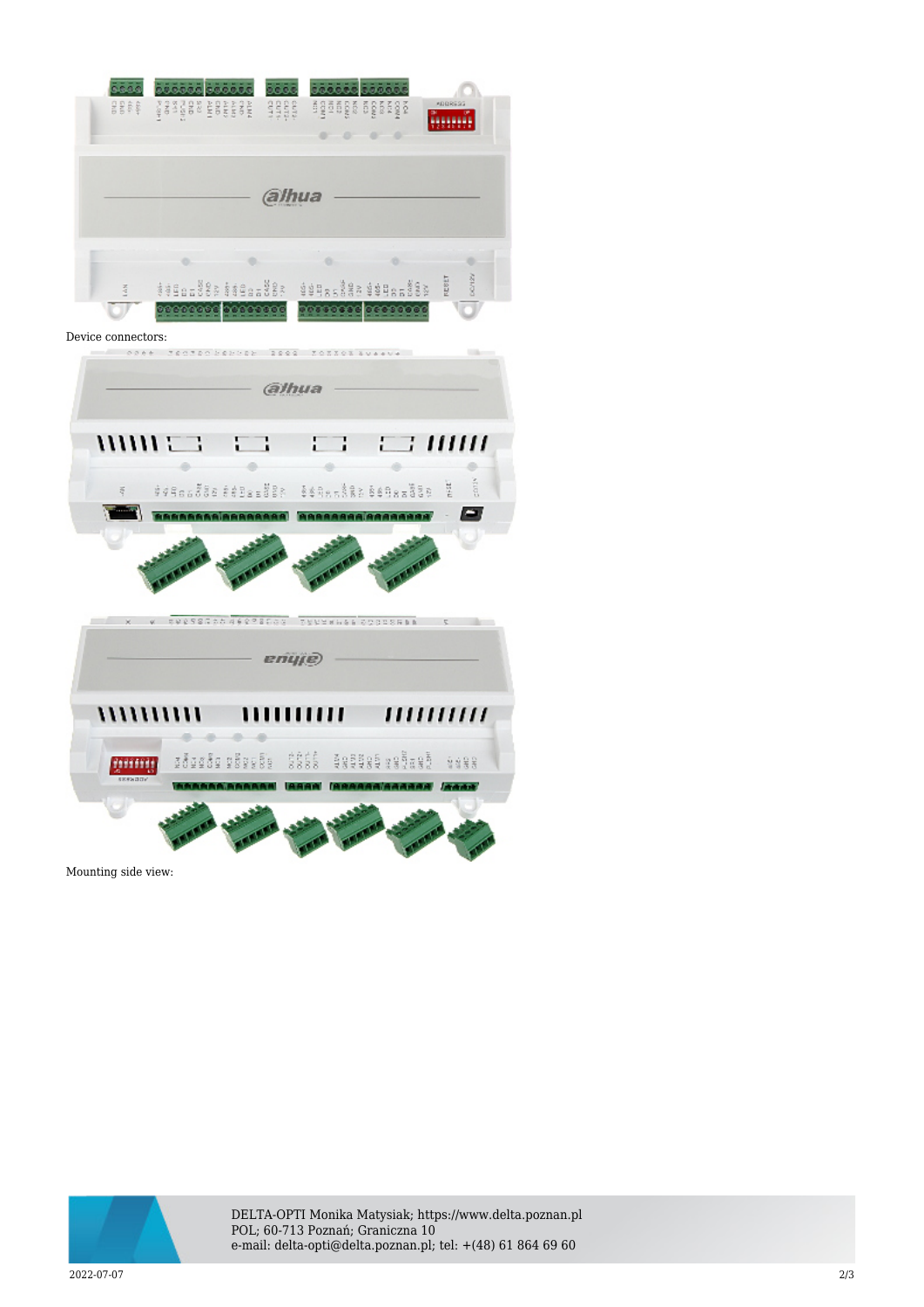Device connectors:

Mounting side view: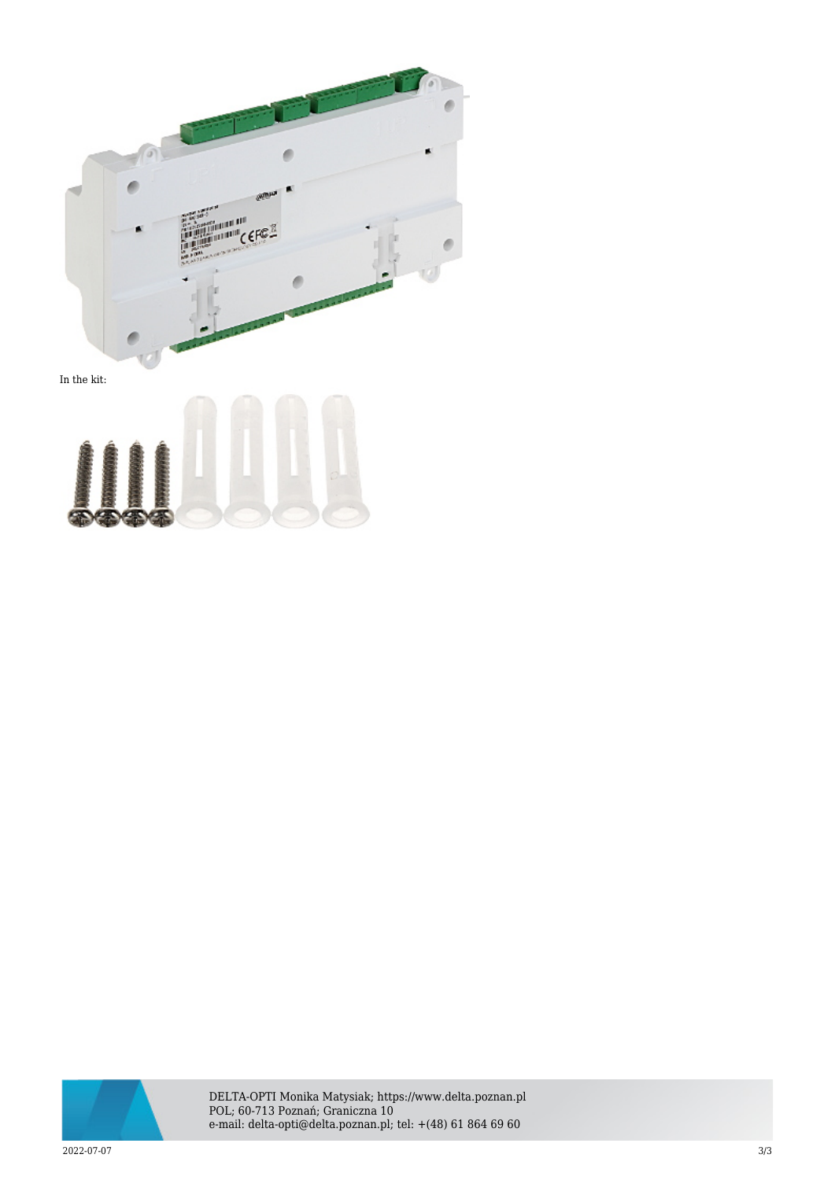In the kit: